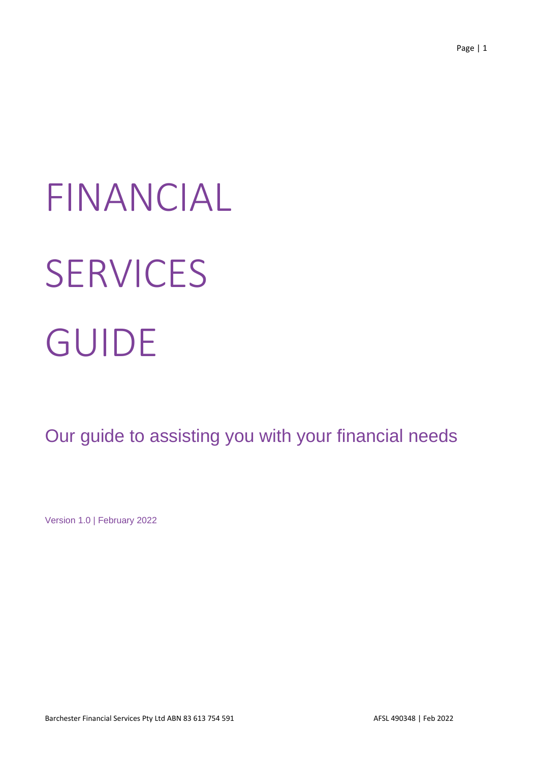# FINANCIAL SERVICES GUIDE

Our guide to assisting you with your financial needs

Version 1.0 | February 2022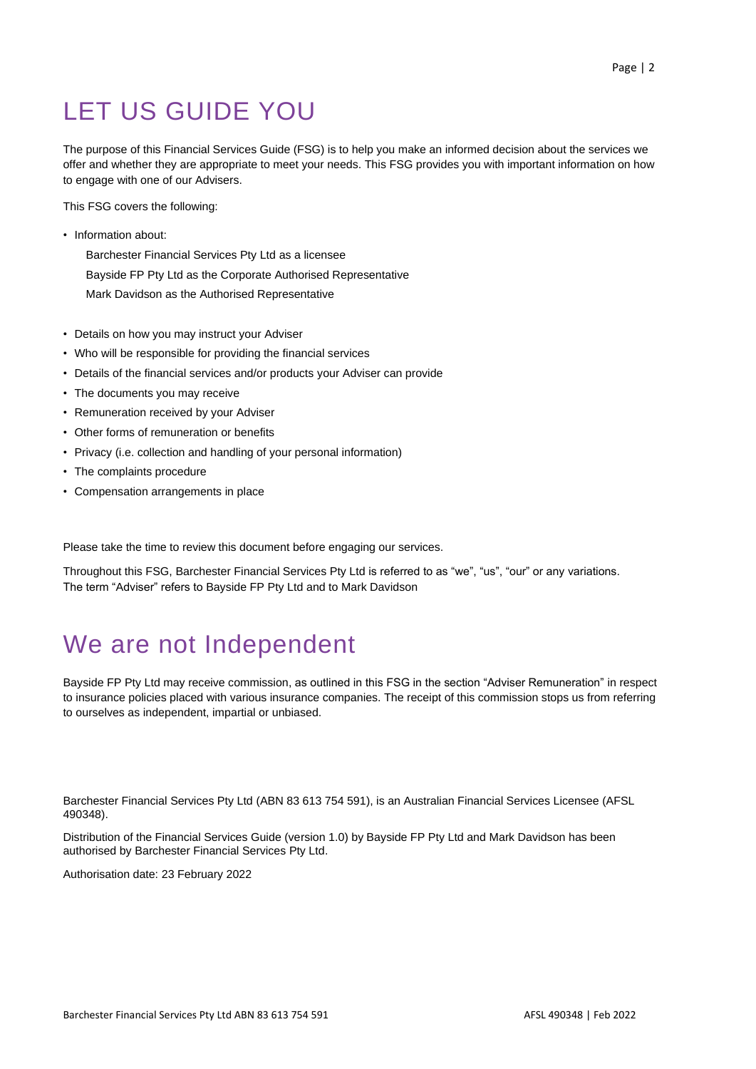# LET US GUIDE YOU

The purpose of this Financial Services Guide (FSG) is to help you make an informed decision about the services we offer and whether they are appropriate to meet your needs. This FSG provides you with important information on how to engage with one of our Advisers.

This FSG covers the following:

- Information about:
  - Barchester Financial Services Pty Ltd as a licensee
  - Bayside FP Pty Ltd as the Corporate Authorised Representative
  - Mark Davidson as the Authorised Representative
- Details on how you may instruct your Adviser
- Who will be responsible for providing the financial services
- Details of the financial services and/or products your Adviser can provide
- The documents you may receive
- Remuneration received by your Adviser
- Other forms of remuneration or benefits
- Privacy (i.e. collection and handling of your personal information)
- The complaints procedure
- Compensation arrangements in place

Please take the time to review this document before engaging our services.

Throughout this FSG, Barchester Financial Services Pty Ltd is referred to as "we", "us", "our" or any variations. The term "Adviser" refers to Bayside FP Pty Ltd and to Mark Davidson

# We are not Independent

Bayside FP Pty Ltd may receive commission, as outlined in this FSG in the section "Adviser Remuneration" in respect to insurance policies placed with various insurance companies. The receipt of this commission stops us from referring to ourselves as independent, impartial or unbiased.

Barchester Financial Services Pty Ltd (ABN 83 613 754 591), is an Australian Financial Services Licensee (AFSL 490348).

Distribution of the Financial Services Guide (version 1.0) by Bayside FP Pty Ltd and Mark Davidson has been authorised by Barchester Financial Services Pty Ltd.

Authorisation date: 23 February 2022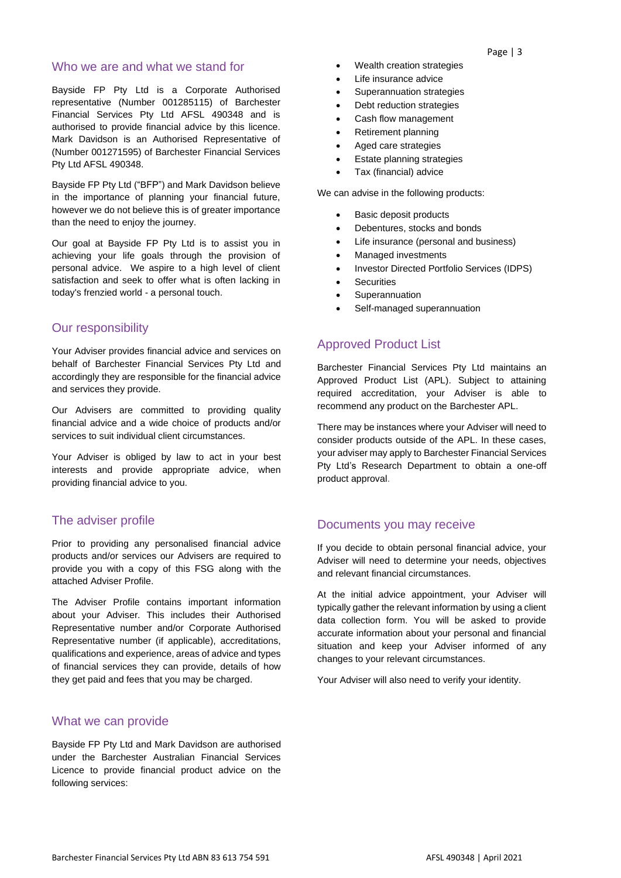## Who we are and what we stand for

Bayside FP Pty Ltd is a Corporate Authorised representative (Number 001285115) of Barchester Financial Services Pty Ltd AFSL 490348 and is authorised to provide financial advice by this licence. Mark Davidson is an Authorised Representative of (Number 001271595) of Barchester Financial Services Pty Ltd AFSL 490348.

Bayside FP Pty Ltd ("BFP") and Mark Davidson believe in the importance of planning your financial future, however we do not believe this is of greater importance than the need to enjoy the journey.

Our goal at Bayside FP Pty Ltd is to assist you in achieving your life goals through the provision of personal advice. We aspire to a high level of client satisfaction and seek to offer what is often lacking in today's frenzied world - a personal touch.

## Our responsibility

Your Adviser provides financial advice and services on behalf of Barchester Financial Services Pty Ltd and accordingly they are responsible for the financial advice and services they provide.

Our Advisers are committed to providing quality financial advice and a wide choice of products and/or services to suit individual client circumstances.

Your Adviser is obliged by law to act in your best interests and provide appropriate advice, when providing financial advice to you.

## The adviser profile

Prior to providing any personalised financial advice products and/or services our Advisers are required to provide you with a copy of this FSG along with the attached Adviser Profile.

The Adviser Profile contains important information about your Adviser. This includes their Authorised Representative number and/or Corporate Authorised Representative number (if applicable), accreditations, qualifications and experience, areas of advice and types of financial services they can provide, details of how they get paid and fees that you may be charged.

## What we can provide

Bayside FP Pty Ltd and Mark Davidson are authorised under the Barchester Australian Financial Services Licence to provide financial product advice on the following services:

- Wealth creation strategies
- Life insurance advice
- Superannuation strategies
- Debt reduction strategies
- Cash flow management
- Retirement planning
- Aged care strategies
- Estate planning strategies
- Tax (financial) advice

We can advise in the following products:

- Basic deposit products
- Debentures, stocks and bonds
- Life insurance (personal and business)
- Managed investments
- Investor Directed Portfolio Services (IDPS)
- Securities
- Superannuation
- Self-managed superannuation

## Approved Product List

Barchester Financial Services Pty Ltd maintains an Approved Product List (APL). Subject to attaining required accreditation, your Adviser is able to recommend any product on the Barchester APL.

There may be instances where your Adviser will need to consider products outside of the APL. In these cases, your adviser may apply to Barchester Financial Services Pty Ltd's Research Department to obtain a one-off product approval.

## Documents you may receive

If you decide to obtain personal financial advice, your Adviser will need to determine your needs, objectives and relevant financial circumstances.

At the initial advice appointment, your Adviser will typically gather the relevant information by using a client data collection form. You will be asked to provide accurate information about your personal and financial situation and keep your Adviser informed of any changes to your relevant circumstances.

Your Adviser will also need to verify your identity.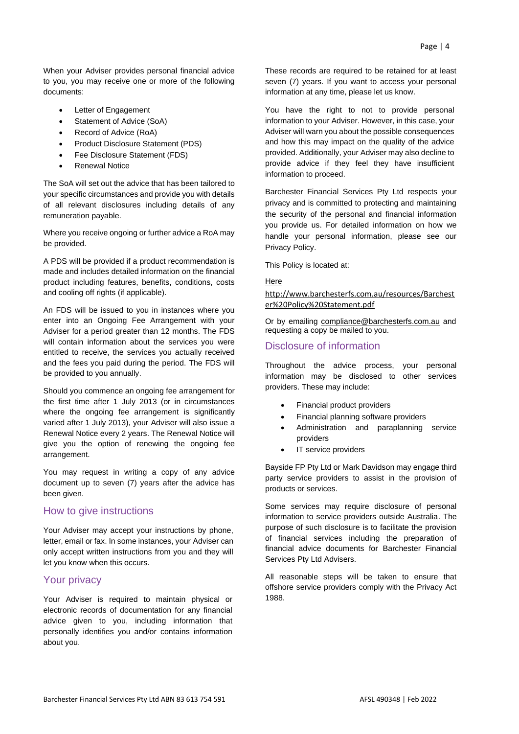When your Adviser provides personal financial advice to you, you may receive one or more of the following documents:

- Letter of Engagement
- Statement of Advice (SoA)
- Record of Advice (RoA)
- Product Disclosure Statement (PDS)
- Fee Disclosure Statement (FDS)
- Renewal Notice

The SoA will set out the advice that has been tailored to your specific circumstances and provide you with details of all relevant disclosures including details of any remuneration payable.

Where you receive ongoing or further advice a RoA may be provided.

A PDS will be provided if a product recommendation is made and includes detailed information on the financial product including features, benefits, conditions, costs and cooling off rights (if applicable).

An FDS will be issued to you in instances where you enter into an Ongoing Fee Arrangement with your Adviser for a period greater than 12 months. The FDS will contain information about the services you were entitled to receive, the services you actually received and the fees you paid during the period. The FDS will be provided to you annually.

Should you commence an ongoing fee arrangement for the first time after 1 July 2013 (or in circumstances where the ongoing fee arrangement is significantly varied after 1 July 2013), your Adviser will also issue a Renewal Notice every 2 years. The Renewal Notice will give you the option of renewing the ongoing fee arrangement.

You may request in writing a copy of any advice document up to seven (7) years after the advice has been given.

## How to give instructions

Your Adviser may accept your instructions by phone, letter, email or fax. In some instances, your Adviser can only accept written instructions from you and they will let you know when this occurs.

## Your privacy

Your Adviser is required to maintain physical or electronic records of documentation for any financial advice given to you, including information that personally identifies you and/or contains information about you.

These records are required to be retained for at least seven (7) years. If you want to access your personal information at any time, please let us know.

You have the right to not to provide personal information to your Adviser. However, in this case, your Adviser will warn you about the possible consequences and how this may impact on the quality of the advice provided. Additionally, your Adviser may also decline to provide advice if they feel they have insufficient information to proceed.

Barchester Financial Services Pty Ltd respects your privacy and is committed to protecting and maintaining the security of the personal and financial information you provide us. For detailed information on how we handle your personal information, please see our Privacy Policy.

This Policy is located at:

Here

http://www.barchesterfs.com.au/resources/Barchester%20Policy%20Statement.pdf

Or by emailing compliance@barchesterfs.com.au and requesting a copy be mailed to you.

## Disclosure of information

Throughout the advice process, your personal information may be disclosed to other services providers. These may include:

- Financial product providers
- Financial planning software providers
- Administration and paraplanning service providers
- IT service providers

Bayside FP Pty Ltd or Mark Davidson may engage third party service providers to assist in the provision of products or services.

Some services may require disclosure of personal information to service providers outside Australia. The purpose of such disclosure is to facilitate the provision of financial services including the preparation of financial advice documents for Barchester Financial Services Pty Ltd Advisers.

All reasonable steps will be taken to ensure that offshore service providers comply with the Privacy Act 1988.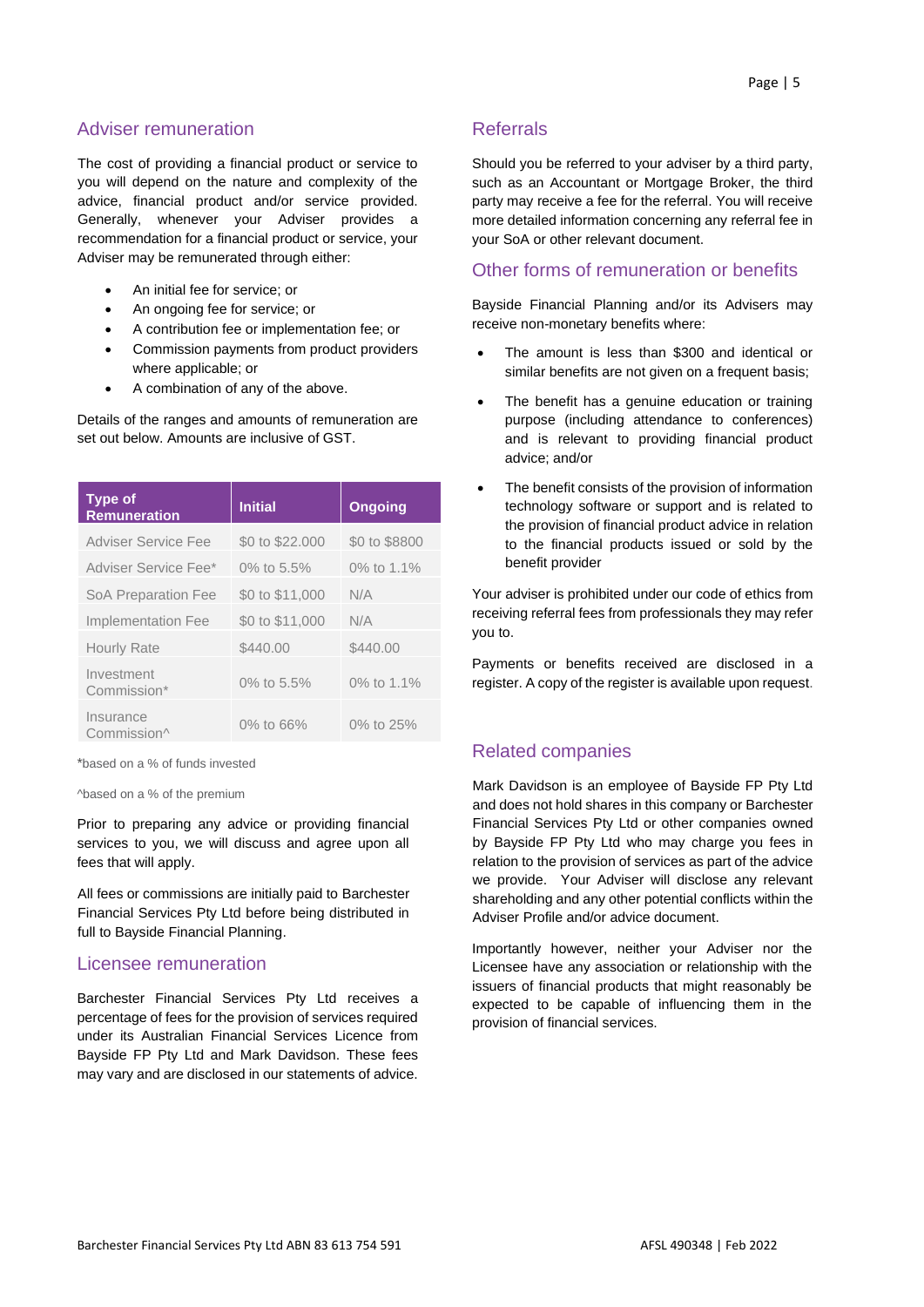## Adviser remuneration

The cost of providing a financial product or service to you will depend on the nature and complexity of the advice, financial product and/or service provided. Generally, whenever your Adviser provides a recommendation for a financial product or service, your Adviser may be remunerated through either:

- An initial fee for service; or
- An ongoing fee for service; or
- A contribution fee or implementation fee; or
- Commission payments from product providers where applicable; or
- A combination of any of the above.

Details of the ranges and amounts of remuneration are set out below. Amounts are inclusive of GST.

| Type of Remuneration | Initial | Ongoing |
|---|---|---|
| Adviser Service Fee | $0 to $22.000 | $0 to $8800 |
| Adviser Service Fee* | 0% to 5.5% | 0% to 1.1% |
| SoA Preparation Fee | $0 to $11,000 | N/A |
| Implementation Fee | $0 to $11,000 | N/A |
| Hourly Rate | $440.00 | $440.00 |
| Investment Commission* | 0% to 5.5% | 0% to 1.1% |
| Insurance Commission^ | 0% to 66% | 0% to 25% |

*based on a % of funds invested

^based on a % of the premium

Prior to preparing any advice or providing financial services to you, we will discuss and agree upon all fees that will apply.

All fees or commissions are initially paid to Barchester Financial Services Pty Ltd before being distributed in full to Bayside Financial Planning.

## Licensee remuneration

Barchester Financial Services Pty Ltd receives a percentage of fees for the provision of services required under its Australian Financial Services Licence from Bayside FP Pty Ltd and Mark Davidson. These fees may vary and are disclosed in our statements of advice.

## Referrals

Should you be referred to your adviser by a third party, such as an Accountant or Mortgage Broker, the third party may receive a fee for the referral. You will receive more detailed information concerning any referral fee in your SoA or other relevant document.

## Other forms of remuneration or benefits

Bayside Financial Planning and/or its Advisers may receive non-monetary benefits where:

- The amount is less than $300 and identical or similar benefits are not given on a frequent basis;
- The benefit has a genuine education or training purpose (including attendance to conferences) and is relevant to providing financial product advice; and/or
- The benefit consists of the provision of information technology software or support and is related to the provision of financial product advice in relation to the financial products issued or sold by the benefit provider

Your adviser is prohibited under our code of ethics from receiving referral fees from professionals they may refer you to.

Payments or benefits received are disclosed in a register. A copy of the register is available upon request.

## Related companies

Mark Davidson is an employee of Bayside FP Pty Ltd and does not hold shares in this company or Barchester Financial Services Pty Ltd or other companies owned by Bayside FP Pty Ltd who may charge you fees in relation to the provision of services as part of the advice we provide. Your Adviser will disclose any relevant shareholding and any other potential conflicts within the Adviser Profile and/or advice document.

Importantly however, neither your Adviser nor the Licensee have any association or relationship with the issuers of financial products that might reasonably be expected to be capable of influencing them in the provision of financial services.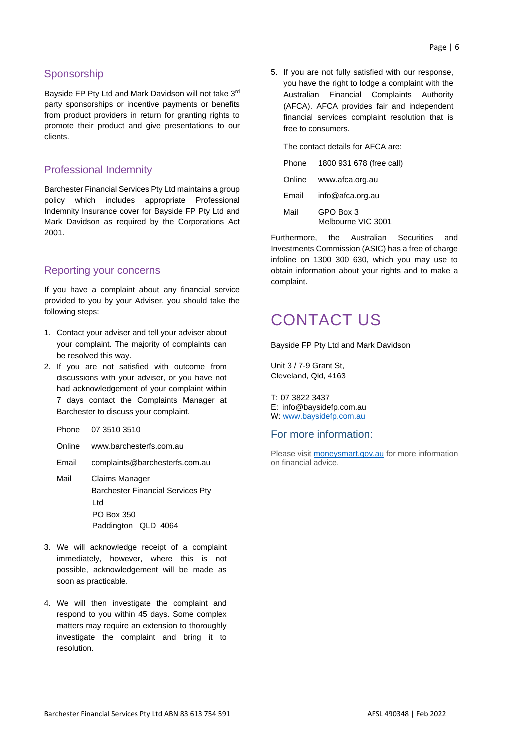## Sponsorship

Bayside FP Pty Ltd and Mark Davidson will not take 3rd party sponsorships or incentive payments or benefits from product providers in return for granting rights to promote their product and give presentations to our clients.

## Professional Indemnity

Barchester Financial Services Pty Ltd maintains a group policy which includes appropriate Professional Indemnity Insurance cover for Bayside FP Pty Ltd and Mark Davidson as required by the Corporations Act 2001.

## Reporting your concerns

If you have a complaint about any financial service provided to you by your Adviser, you should take the following steps:

1. Contact your adviser and tell your adviser about your complaint. The majority of complaints can be resolved this way.
2. If you are not satisfied with outcome from discussions with your adviser, or you have not had acknowledgement of your complaint within 7 days contact the Complaints Manager at Barchester to discuss your complaint.

   | | |
   |---|---|
   | Phone | 07 3510 3510 |
   | Online | www.barchesterfs.com.au |
   | Email | complaints@barchesterfs.com.au |
   | Mail | Claims Manager<br>Barchester Financial Services Pty Ltd<br>PO Box 350<br>Paddington QLD 4064 |

3. We will acknowledge receipt of a complaint immediately, however, where this is not possible, acknowledgement will be made as soon as practicable.
4. We will then investigate the complaint and respond to you within 45 days. Some complex matters may require an extension to thoroughly investigate the complaint and bring it to resolution.
5. If you are not fully satisfied with our response, you have the right to lodge a complaint with the Australian Financial Complaints Authority (AFCA). AFCA provides fair and independent financial services complaint resolution that is free to consumers.

   The contact details for AFCA are:

   | | |
   |---|---|
   | Phone | 1800 931 678 (free call) |
   | Online | www.afca.org.au |
   | Email | info@afca.org.au |
   | Mail | GPO Box 3<br>Melbourne VIC 3001 |

Furthermore, the Australian Securities and Investments Commission (ASIC) has a free of charge infoline on 1300 300 630, which you may use to obtain information about your rights and to make a complaint.

# CONTACT US

Bayside FP Pty Ltd and Mark Davidson

Unit 3 / 7-9 Grant St,
Cleveland, Qld, 4163

T: 07 3822 3437
E: info@baysidefp.com.au
W: www.baysidefp.com.au

## For more information:

Please visit moneysmart.gov.au for more information on financial advice.

Barchester Financial Services Pty Ltd ABN 83 613 754 591 AFSL 490348 | Feb 2022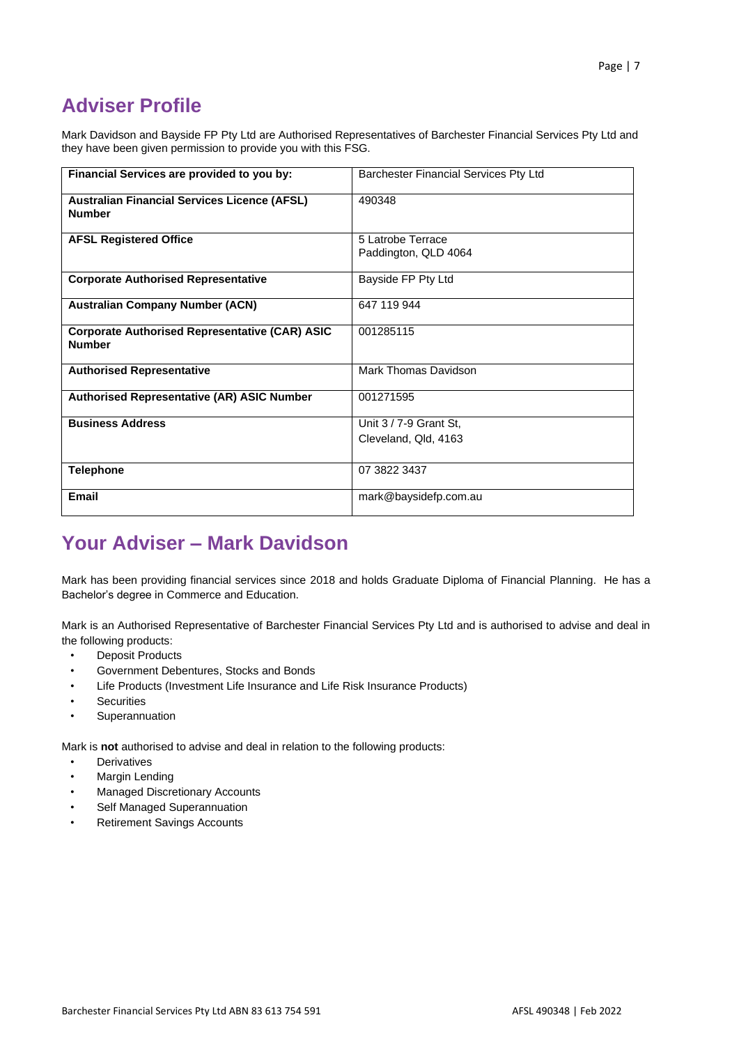## Adviser Profile

Mark Davidson and Bayside FP Pty Ltd are Authorised Representatives of Barchester Financial Services Pty Ltd and they have been given permission to provide you with this FSG.

| | |
|---|---|
| **Financial Services are provided to you by:** | Barchester Financial Services Pty Ltd |
| **Australian Financial Services Licence (AFSL) Number** | 490348 |
| **AFSL Registered Office** | 5 Latrobe Terrace<br>Paddington, QLD 4064 |
| **Corporate Authorised Representative** | Bayside FP Pty Ltd |
| **Australian Company Number (ACN)** | 647 119 944 |
| **Corporate Authorised Representative (CAR) ASIC Number** | 001285115 |
| **Authorised Representative** | Mark Thomas Davidson |
| **Authorised Representative (AR) ASIC Number** | 001271595 |
| **Business Address** | Unit 3 / 7-9 Grant St,<br>Cleveland, Qld, 4163 |
| **Telephone** | 07 3822 3437 |
| **Email** | mark@baysidefp.com.au |

## Your Adviser – Mark Davidson

Mark has been providing financial services since 2018 and holds Graduate Diploma of Financial Planning. He has a Bachelor's degree in Commerce and Education.

Mark is an Authorised Representative of Barchester Financial Services Pty Ltd and is authorised to advise and deal in the following products:

- Deposit Products
- Government Debentures, Stocks and Bonds
- Life Products (Investment Life Insurance and Life Risk Insurance Products)
- Securities
- Superannuation

Mark is **not** authorised to advise and deal in relation to the following products:

- Derivatives
- Margin Lending
- Managed Discretionary Accounts
- Self Managed Superannuation
- Retirement Savings Accounts